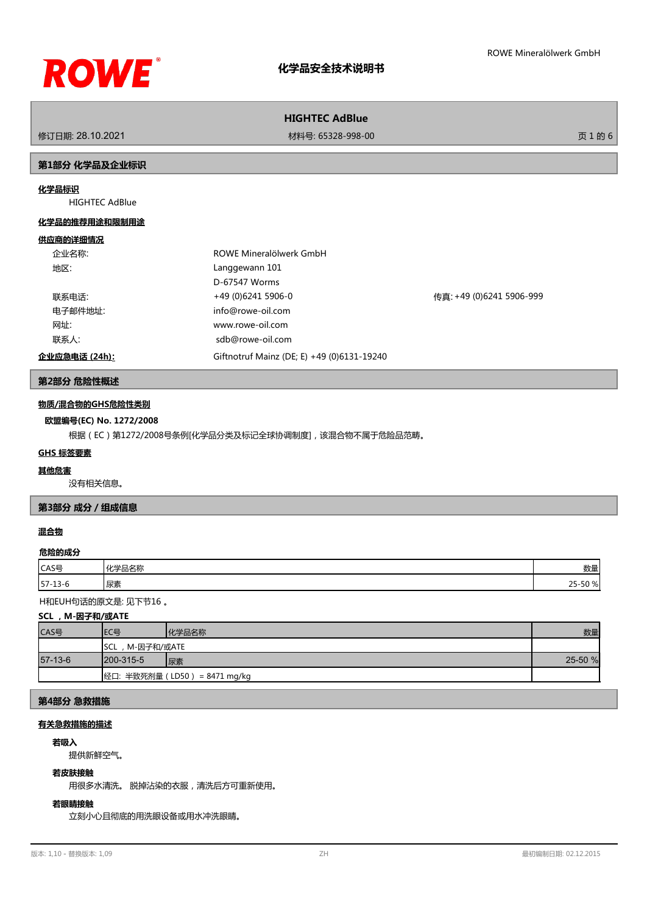# 化学品安全技术说明书

## HIGHTEC AdBlue

修订日期: 28.10.2021　　材料号: 65328-998-00

## 第1部分 化学品及企业标识

**化学品标识**

HIGHTEC AdBlue

**化学品的推荐用途和限制用途**

**供应商的详细情况**

| | | |
|---|---|---|
| 企业名称: | ROWE Mineralölwerk GmbH | |
| 地区: | Langgewann 101<br>D-67547 Worms | |
| 联系电话: | +49 (0)6241 5906-0 | 传真: +49 (0)6241 5906-999 |
| 电子邮件地址: | info@rowe-oil.com | |
| 网址: | www.rowe-oil.com | |
| 联系人: | sdb@rowe-oil.com | |
| **企业应急电话 (24h):** | Giftnotruf Mainz (DE; E) +49 (0)6131-19240 | |

## 第2部分 危险性概述

**物质/混合物的GHS危险性类别**

**欧盟编号(EC) No. 1272/2008**

根据（EC）第1272/2008号条例[化学品分类及标记全球协调制度]，该混合物不属于危险品范畴。

**GHS 标签要素**

**其他危害**

没有相关信息。

## 第3部分 成分 / 组成信息

**混合物**

**危险的成分**

| CAS号 | 化学品名称 | 数量 |
|---|---|---|
| 57-13-6 | 尿素 | 25-50 % |

H和EUH句话的原文是: 见下节16 。

**SCL ，M-因子和/或ATE**

| CAS号 | EC号 | 化学品名称 | 数量 |
|---|---|---|---|
| | SCL ，M-因子和/或ATE | | |
| 57-13-6 | 200-315-5 | 尿素 | 25-50 % |
| | 经口: 半致死剂量（LD50） = 8471 mg/kg | | |

## 第4部分 急救措施

**有关急救措施的描述**

**若吸入**

提供新鲜空气。

**若皮肤接触**

用很多水清洗。 脱掉沾染的衣服，清洗后方可重新使用。

**若眼睛接触**

立刻小心且彻底的用洗眼设备或用水冲洗眼睛。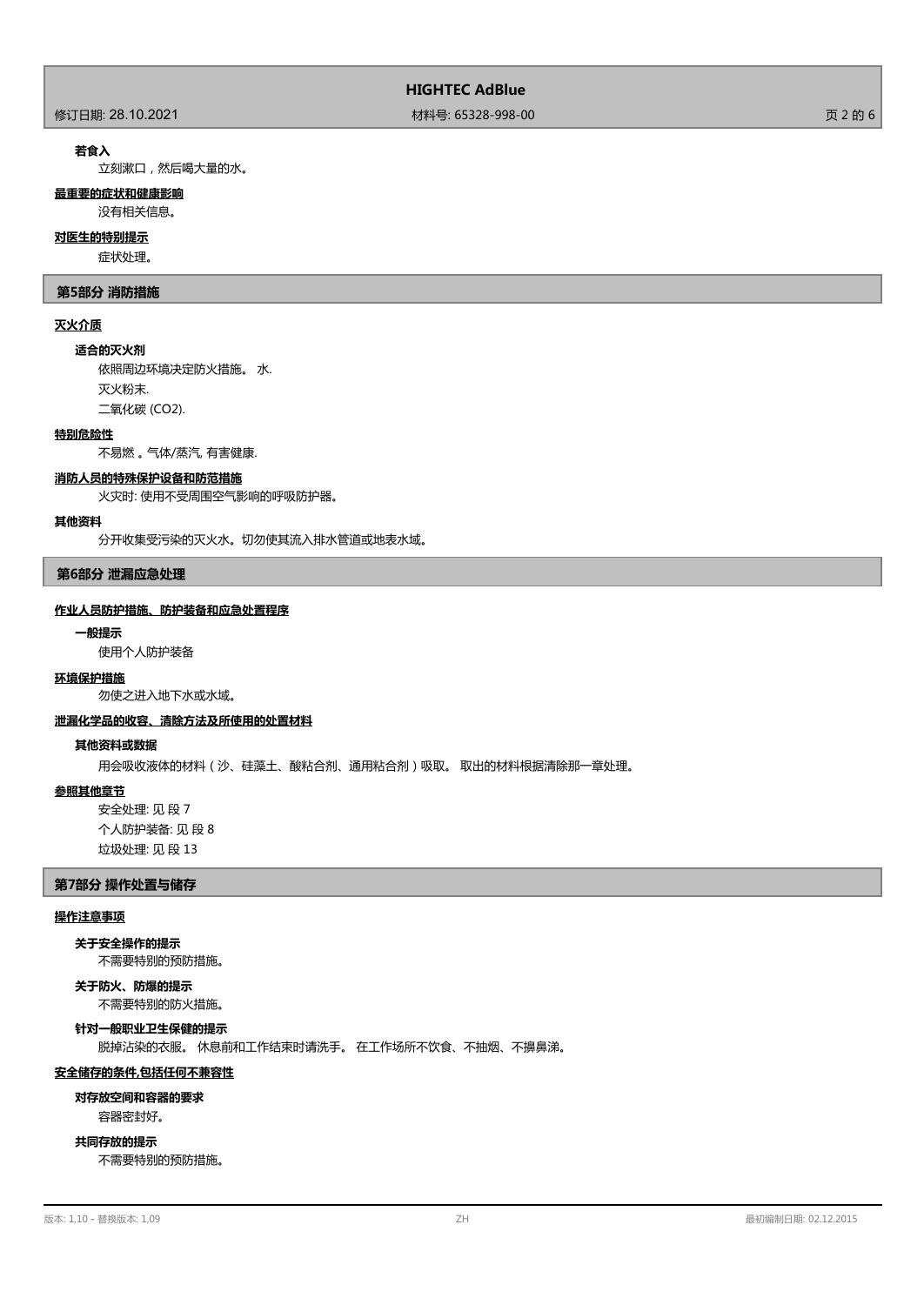**若食入**

立刻漱口，然后喝大量的水。

**最重要的症状和健康影响**

没有相关信息。

**对医生的特别提示**

症状处理。

## 第5部分 消防措施

**灭火介质**

**适合的灭火剂**

依照周边环境决定防火措施。 水.

灭火粉末.

二氧化碳 ($CO_2$).

**特别危险性**

不易燃 。气体/蒸汽, 有害健康.

**消防人员的特殊保护设备和防范措施**

火灾时: 使用不受周围空气影响的呼吸防护器。

**其他资料**

分开收集受污染的灭火水。切勿使其流入排水管道或地表水域。

## 第6部分 泄漏应急处理

**作业人员防护措施、防护装备和应急处置程序**

**一般提示**

使用个人防护装备

**环境保护措施**

勿使之进入地下水或水域。

**泄漏化学品的收容、清除方法及所使用的处置材料**

**其他资料或数据**

用会吸收液体的材料（沙、硅藻土、酸粘合剂、通用粘合剂）吸取。 取出的材料根据清除那一章处理。

**参照其他章节**

安全处理: 见 段 7

个人防护装备: 见 段 8

垃圾处理: 见 段 13

## 第7部分 操作处置与储存

**操作注意事项**

**关于安全操作的提示**

不需要特别的预防措施。

**关于防火、防爆的提示**

不需要特别的防火措施。

**针对一般职业卫生保健的提示**

脱掉沾染的衣服。 休息前和工作结束时请洗手。 在工作场所不饮食、不抽烟、不擤鼻涕。

**安全储存的条件,包括任何不兼容性**

**对存放空间和容器的要求**

容器密封好。

**共同存放的提示**

不需要特别的预防措施。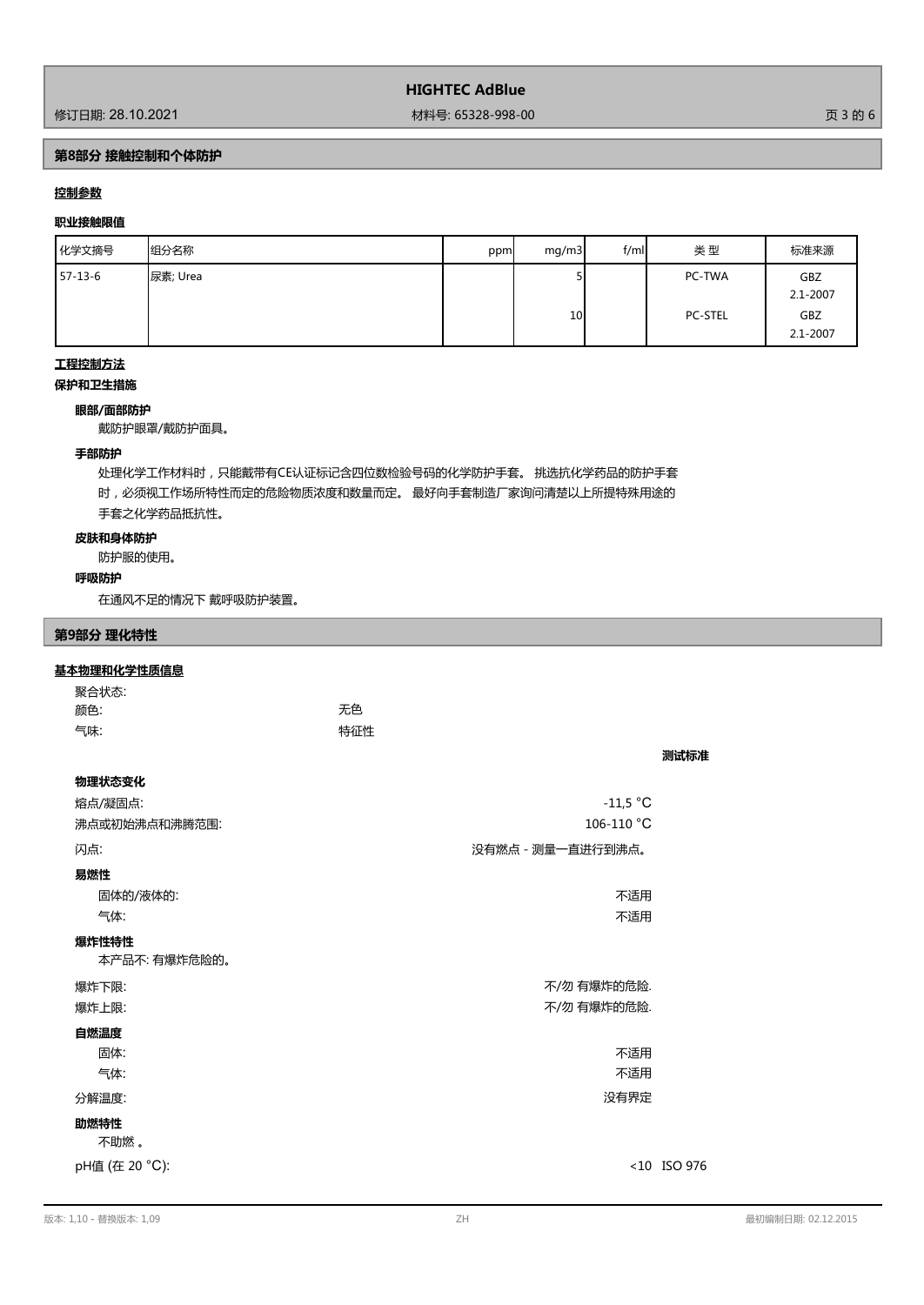## 第8部分 接触控制和个体防护

**控制参数**

**职业接触限值**

| 化学文摘号 | 组分名称 | ppm | mg/m3 | f/ml | 类 型 | 标准来源 |
|---|---|---|---|---|---|---|
| 57-13-6 | 尿素; Urea | | 5 | | PC-TWA | GBZ 2.1-2007 |
| | | | 10 | | PC-STEL | GBZ 2.1-2007 |

**工程控制方法**

**保护和卫生措施**

**眼部/面部防护**

戴防护眼罩/戴防护面具。

**手部防护**

处理化学工作材料时，只能戴带有CE认证标记含四位数检验号码的化学防护手套。 挑选抗化学药品的防护手套时，必须视工作场所特性而定的危险物质浓度和数量而定。 最好向手套制造厂家询问清楚以上所提特殊用途的手套之化学药品抵抗性。

**皮肤和身体防护**

防护服的使用。

**呼吸防护**

在通风不足的情况下 戴呼吸防护装置。

## 第9部分 理化特性

**基本物理和化学性质信息**

聚合状态:
颜色: 无色
气味: 特征性

| | | 测试标准 |
|---|---|---|
| **物理状态变化** | | |
| 熔点/凝固点: | -11,5 °C | |
| 沸点或初始沸点和沸腾范围: | 106-110 °C | |
| 闪点: | 没有燃点 - 测量一直进行到沸点。 | |
| **易燃性** | | |
| 固体的/液体的: | 不适用 | |
| 气体: | 不适用 | |
| **爆炸性特性** | | |
| 本产品不: 有爆炸危险的。 | | |
| 爆炸下限: | 不/勿 有爆炸的危险. | |
| 爆炸上限: | 不/勿 有爆炸的危险. | |
| **自燃温度** | | |
| 固体: | 不适用 | |
| 气体: | 不适用 | |
| 分解温度: | 没有界定 | |
| **助燃特性** | | |
| 不助燃 。 | | |
| pH值 (在 20 °C): | <10 | ISO 976 |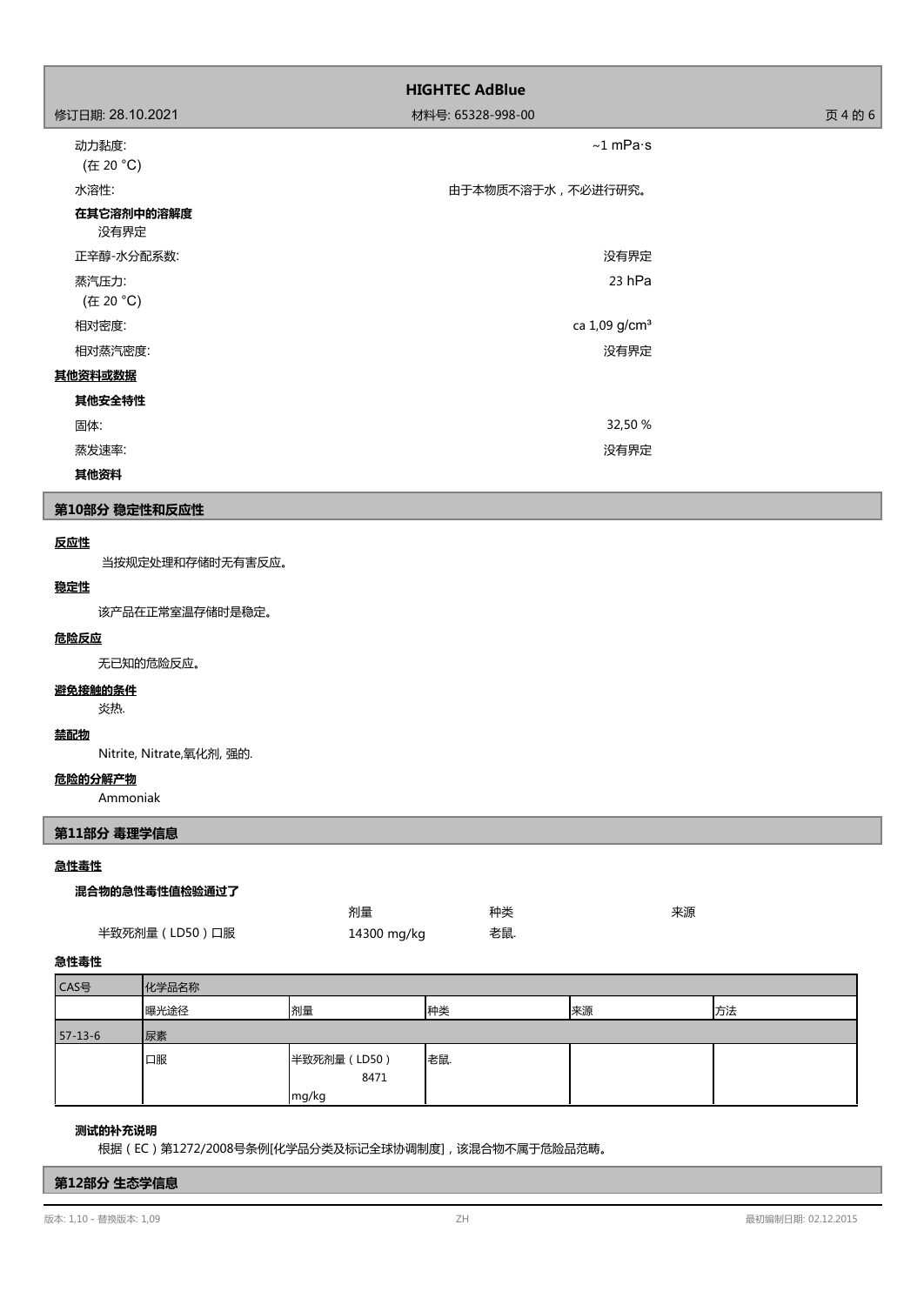动力黏度:
(在 20 °C)
~1 mPa·s

水溶性: 由于本物质不溶于水，不必进行研究。

**在其它溶剂中的溶解度**

没有界定

正辛醇-水分配系数: 没有界定

蒸汽压力:
(在 20 °C)
23 hPa

相对密度: ca 1,09 g/cm³

相对蒸汽密度: 没有界定

**其他资料或数据**

**其他安全特性**

固体: 32,50 %

蒸发速率: 没有界定

**其他资料**

## 第10部分 稳定性和反应性

**反应性**

当按规定处理和存储时无有害反应。

**稳定性**

该产品在正常室温存储时是稳定。

**危险反应**

无已知的危险反应。

**避免接触的条件**

炎热.

**禁配物**

Nitrite, Nitrate,氧化剂, 强的.

**危险的分解产物**

Ammoniak

## 第11部分 毒理学信息

**急性毒性**

**混合物的急性毒性值检验通过了**

| | 剂量 | 种类 | 来源 |
|---|---|---|---|
| 半致死剂量（LD50）口服 | 14300 mg/kg | 老鼠. | |

**急性毒性**

| CAS号 | 化学品名称 | | | | |
|---|---|---|---|---|---|
| | 曝光途径 | 剂量 | 种类 | 来源 | 方法 |
| 57-13-6 | 尿素 | | | | |
| | 口服 | 半致死剂量（LD50） 8471 mg/kg | 老鼠. | | |

**测试的补充说明**

根据（EC）第1272/2008号条例[化学品分类及标记全球协调制度]，该混合物不属于危险品范畴。

## 第12部分 生态学信息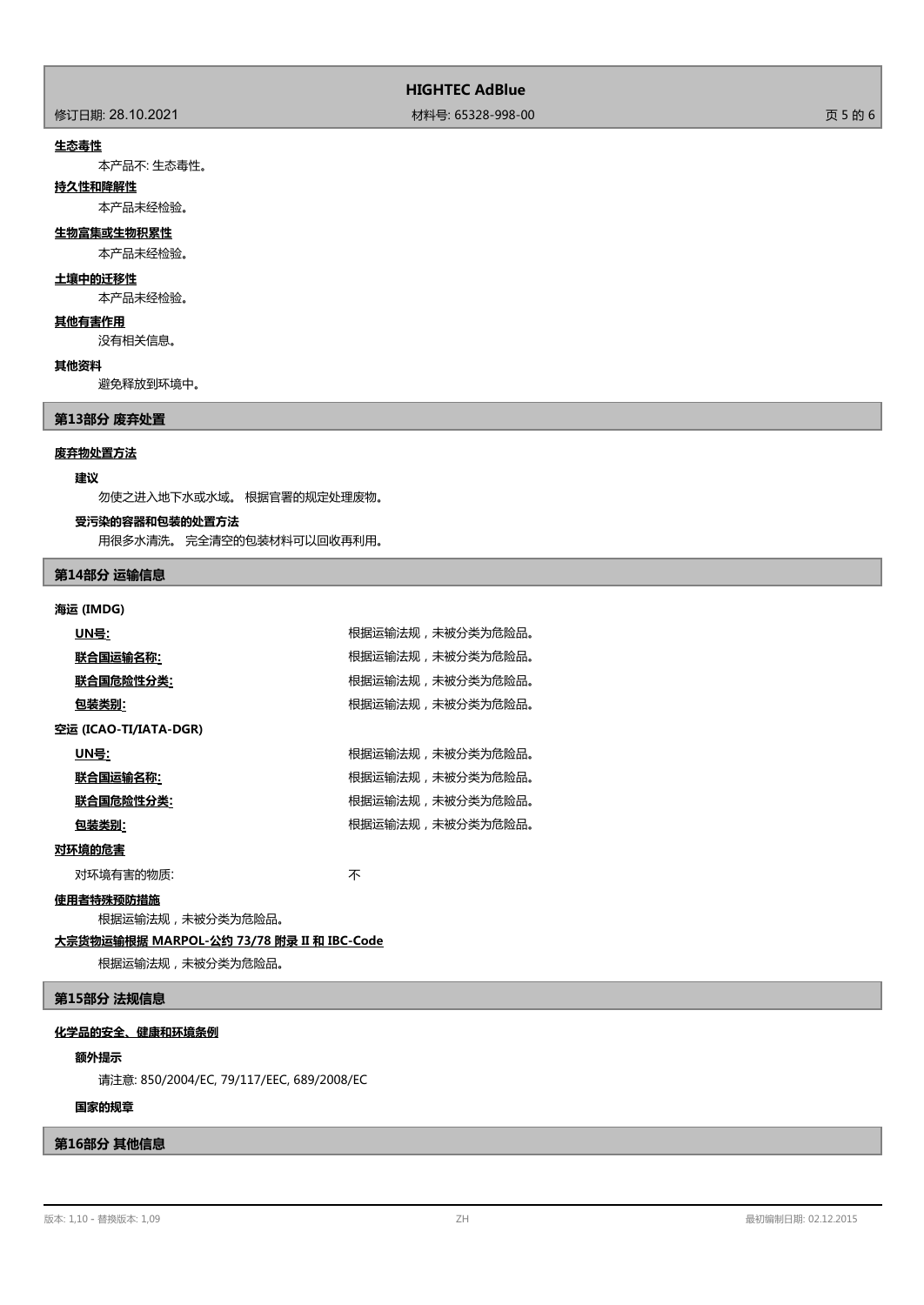**生态毒性**

本产品不: 生态毒性。

**持久性和降解性**

本产品未经检验。

**生物富集或生物积累性**

本产品未经检验。

**土壤中的迁移性**

本产品未经检验。

**其他有害作用**

没有相关信息。

**其他资料**

避免释放到环境中。

## 第13部分 废弃处置

**废弃物处置方法**

**建议**

勿使之进入地下水或水域。 根据官署的规定处理废物。

**受污染的容器和包装的处置方法**

用很多水清洗。 完全清空的包装材料可以回收再利用。

## 第14部分 运输信息

**海运 (IMDG)**

| | |
|---|---|
| **UN号:** | 根据运输法规，未被分类为危险品。 |
| **联合国运输名称:** | 根据运输法规，未被分类为危险品。 |
| **联合国危险性分类:** | 根据运输法规，未被分类为危险品。 |
| **包装类别:** | 根据运输法规，未被分类为危险品。 |

**空运 (ICAO-TI/IATA-DGR)**

| | |
|---|---|
| **UN号:** | 根据运输法规，未被分类为危险品。 |
| **联合国运输名称:** | 根据运输法规，未被分类为危险品。 |
| **联合国危险性分类:** | 根据运输法规，未被分类为危险品。 |
| **包装类别:** | 根据运输法规，未被分类为危险品。 |

**对环境的危害**

对环境有害的物质: 不

**使用者特殊预防措施**

根据运输法规，未被分类为危险品。

**大宗货物运输根据 MARPOL-公约 73/78 附录 II 和 IBC-Code**

根据运输法规，未被分类为危险品。

## 第15部分 法规信息

**化学品的安全、健康和环境条例**

**额外提示**

请注意: 850/2004/EC, 79/117/EEC, 689/2008/EC

**国家的规章**

## 第16部分 其他信息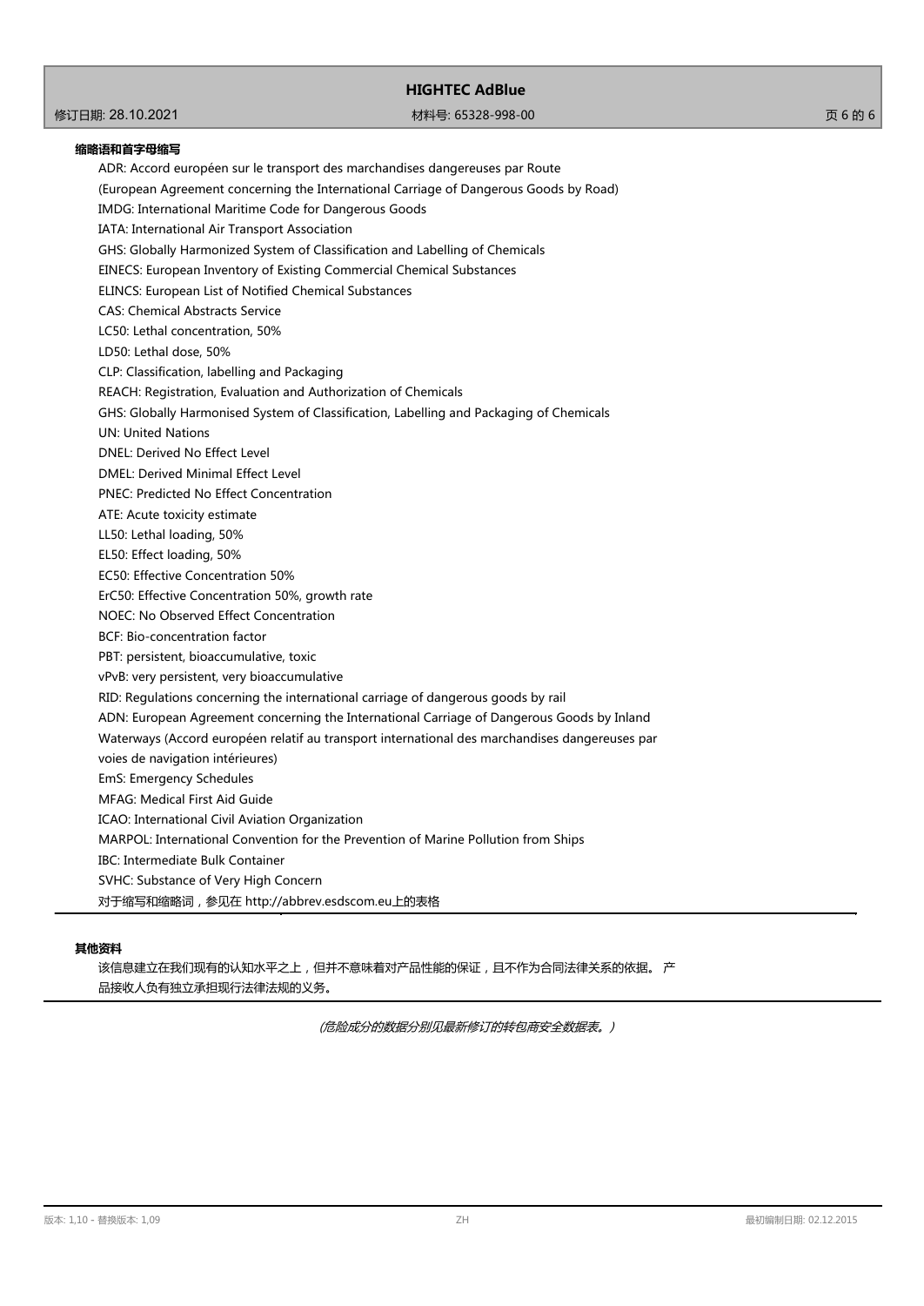**缩略语和首字母缩写**

ADR: Accord européen sur le transport des marchandises dangereuses par Route
(European Agreement concerning the International Carriage of Dangerous Goods by Road)
IMDG: International Maritime Code for Dangerous Goods
IATA: International Air Transport Association
GHS: Globally Harmonized System of Classification and Labelling of Chemicals
EINECS: European Inventory of Existing Commercial Chemical Substances
ELINCS: European List of Notified Chemical Substances
CAS: Chemical Abstracts Service
LC50: Lethal concentration, 50%
LD50: Lethal dose, 50%
CLP: Classification, labelling and Packaging
REACH: Registration, Evaluation and Authorization of Chemicals
GHS: Globally Harmonised System of Classification, Labelling and Packaging of Chemicals
UN: United Nations
DNEL: Derived No Effect Level
DMEL: Derived Minimal Effect Level
PNEC: Predicted No Effect Concentration
ATE: Acute toxicity estimate
LL50: Lethal loading, 50%
EL50: Effect loading, 50%
EC50: Effective Concentration 50%
ErC50: Effective Concentration 50%, growth rate
NOEC: No Observed Effect Concentration
BCF: Bio-concentration factor
PBT: persistent, bioaccumulative, toxic
vPvB: very persistent, very bioaccumulative
RID: Regulations concerning the international carriage of dangerous goods by rail
ADN: European Agreement concerning the International Carriage of Dangerous Goods by Inland Waterways (Accord européen relatif au transport international des marchandises dangereuses par voies de navigation intérieures)
EmS: Emergency Schedules
MFAG: Medical First Aid Guide
ICAO: International Civil Aviation Organization
MARPOL: International Convention for the Prevention of Marine Pollution from Ships
IBC: Intermediate Bulk Container
SVHC: Substance of Very High Concern
对于缩写和缩略词，参见在 http://abbrev.esdscom.eu上的表格

**其他资料**

该信息建立在我们现有的认知水平之上，但并不意味着对产品性能的保证，且不作为合同法律关系的依据。 产品接收人负有独立承担现行法律法规的义务。

*(危险成分的数据分别见最新修订的转包商安全数据表。)*